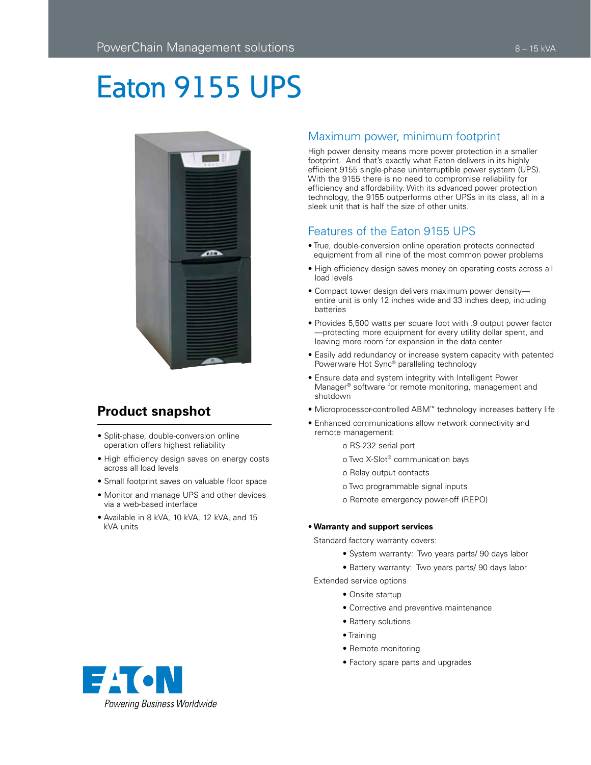PowerChain Management solutions

8 – 15 kVA

# Eaton 9155 UPS

## Product snapshot

- Split-phase, double-conversion online operation offers highest reliability
- High efficiency design saves on energy costs across all load levels
- Small footprint saves on valuable floor space
- Monitor and manage UPS and other devices via a web-based interface
- Available in 8 kVA, 10 kVA, 12 kVA, and 15 kVA units

## Maximum power, minimum footprint

High power density means more power protection in a smaller footprint. And that's exactly what Eaton delivers in its highly efficient 9155 single-phase uninterruptible power system (UPS). With the 9155 there is no need to compromise reliability for efficiency and affordability. With its advanced power protection technology, the 9155 outperforms other UPSs in its class, all in a sleek unit that is half the size of other units.

## Features of the Eaton 9155 UPS

- True, double-conversion online operation protects connected equipment from all nine of the most common power problems
- High efficiency design saves money on operating costs across all load levels
- Compact tower design delivers maximum power density—entire unit is only 12 inches wide and 33 inches deep, including batteries
- Provides 5,500 watts per square foot with .9 output power factor—protecting more equipment for every utility dollar spent, and leaving more room for expansion in the data center
- Easily add redundancy or increase system capacity with patented Powerware Hot Sync® paralleling technology
- Ensure data and system integrity with Intelligent Power Manager® software for remote monitoring, management and shutdown
- Microprocessor-controlled ABM™ technology increases battery life
- Enhanced communications allow network connectivity and remote management:
  - o RS-232 serial port
  - o Two X-Slot® communication bays
  - o Relay output contacts
  - o Two programmable signal inputs
  - o Remote emergency power-off (REPO)

- **Warranty and support services**

  Standard factory warranty covers:
  - System warranty: Two years parts/ 90 days labor
  - Battery warranty: Two years parts/ 90 days labor

  Extended service options
  - Onsite startup
  - Corrective and preventive maintenance
  - Battery solutions
  - Training
  - Remote monitoring
  - Factory spare parts and upgrades

EATON

*Powering Business Worldwide*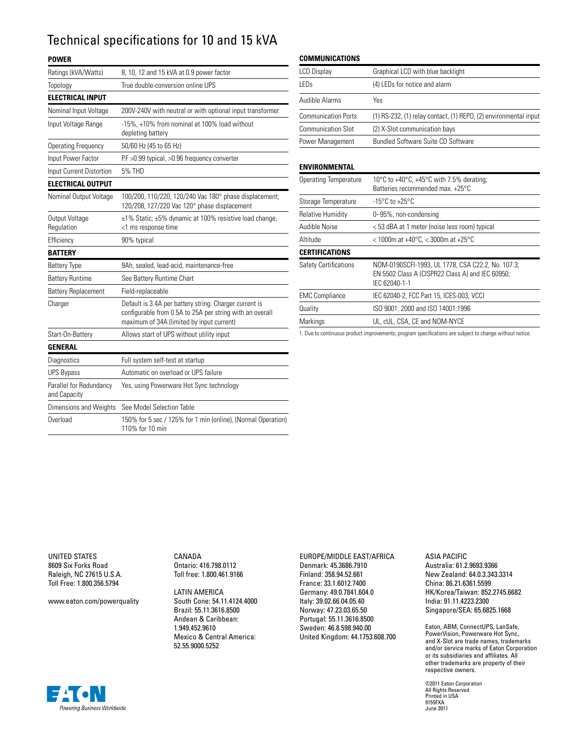# Technical specifications for 10 and 15 kVA

| POWER | |
|---|---|
| Ratings (kVA/Watts) | 8, 10, 12 and 15 kVA at 0.9 power factor |
| Topology | True double-conversion online UPS |
| **ELECTRICAL INPUT** | |
| Nominal Input Voltage | 200V-240V with neutral or with optional input transformer |
| Input Voltage Range | -15%, +10% from nominal at 100% load without depleting battery |
| Operating Frequency | 50/60 Hz (45 to 65 Hz) |
| Input Power Factor | P.F >0.99 typical, >0.96 frequency converter |
| Input Current Distortion | 5% THD |
| **ELECTRICAL OUTPUT** | |
| Nominal Output Voltage | 100/200, 110/220, 120/240 Vac 180° phase displacement; 120/208, 127/220 Vac 120° phase displacement |
| Output Voltage Regulation | ±1% Static; ±5% dynamic at 100% resistive load change, <1 ms response time |
| Efficiency | 90% typical |
| **BATTERY** | |
| Battery Type | 9Ah, sealed, lead-acid, maintenance-free |
| Battery Runtime | See Battery Runtime Chart |
| Battery Replacement | Field-replaceable |
| Charger | Default is 3.4A per battery string. Charger current is configurable from 0.5A to 25A per string with an overall maximum of 34A (limited by input current) |
| Start-On-Battery | Allows start of UPS without utility input |
| **GENERAL** | |
| Diagnostics | Full system self-test at startup |
| UPS Bypass | Automatic on overload or UPS failure |
| Parallel for Redundancy and Capacity | Yes, using Powerware Hot Sync technology |
| Dimensions and Weights | See Model Selection Table |
| Overload | 150% for 5 sec / 125% for 1 min (online), (Normal Operation) 110% for 10 min |

| COMMUNICATIONS | |
|---|---|
| LCD Display | Graphical LCD with blue backlight |
| LEDs | (4) LEDs for notice and alarm |
| Audible Alarms | Yes |
| Communication Ports | (1) RS-232, (1) relay contact, (1) REPO, (2) environmental input |
| Communication Slot | (2) X-Slot communication bays |
| Power Management | Bundled Software Suite CD Software |

| ENVIRONMENTAL | |
|---|---|
| Operating Temperature | 10°C to +40°C, +45°C with 7.5% derating; Batteries recommended max. +25°C |
| Storage Temperature | -15°C to +25°C |
| Relative Humidity | 0–95%, non-condensing |
| Audible Noise | < 53 dBA at 1 meter (noise less room) typical |
| Altitude | < 1000m at +40°C, < 3000m at +25°C |
| **CERTIFICATIONS** | |
| Safety Certifications | NOM-0190SCFI-1993, UL 1778, CSA C22.2, No. 107.3; EN 5502 Class A (CISPR22 Class A) and IEC 60950; IEC 62040-1-1 |
| EMC Compliance | IEC 62040-2, FCC Part 15, ICES-003, VCCI |
| Quality | ISO 9001: 2000 and ISO 14001:1996 |
| Markings | UL, cUL, CSA, CE and NOM-NYCE |

1. Due to continuous product improvements, program specifications are subject to change without notice.

UNITED STATES
8609 Six Forks Road
Raleigh, NC 27615 U.S.A.
Toll Free: 1.800.356.5794

www.eaton.com/powerquality

CANADA
Ontario: 416.798.0112
Toll free: 1.800.461.9166

LATIN AMERICA
South Cone: 54.11.4124.4000
Brazil: 55.11.3616.8500
Andean & Caribbean: 1.949.452.9610
Mexico & Central America: 52.55.9000.5252

EUROPE/MIDDLE EAST/AFRICA
Denmark: 45.3686.7910
Finland: 358.94.52.661
France: 33.1.6012.7400
Germany: 49.0.7841.604.0
Italy: 39.02.66.04.05.40
Norway: 47.23.03.65.50
Portugal: 55.11.3616.8500
Sweden: 46.8.598.940.00
United Kingdom: 44.1753.608.700

ASIA PACIFIC
Australia: 61.2.9693.9366
New Zealand: 64.0.3.343.3314
China: 86.21.6361.5599
HK/Korea/Taiwan: 852.2745.6682
India: 91.11.4223.2300
Singapore/SEA: 65.6825.1668

Eaton, ABM, ConnectUPS, LanSafe, PowerVision, Powerware Hot Sync, and X-Slot are trade names, trademarks and/or service marks of Eaton Corporation or its subsidiaries and affiliates. All other trademarks are property of their respective owners.

©2011 Eaton Corporation
All Rights Reserved
Printed in USA
9155FXA
June 2011

EATON
*Powering Business Worldwide*